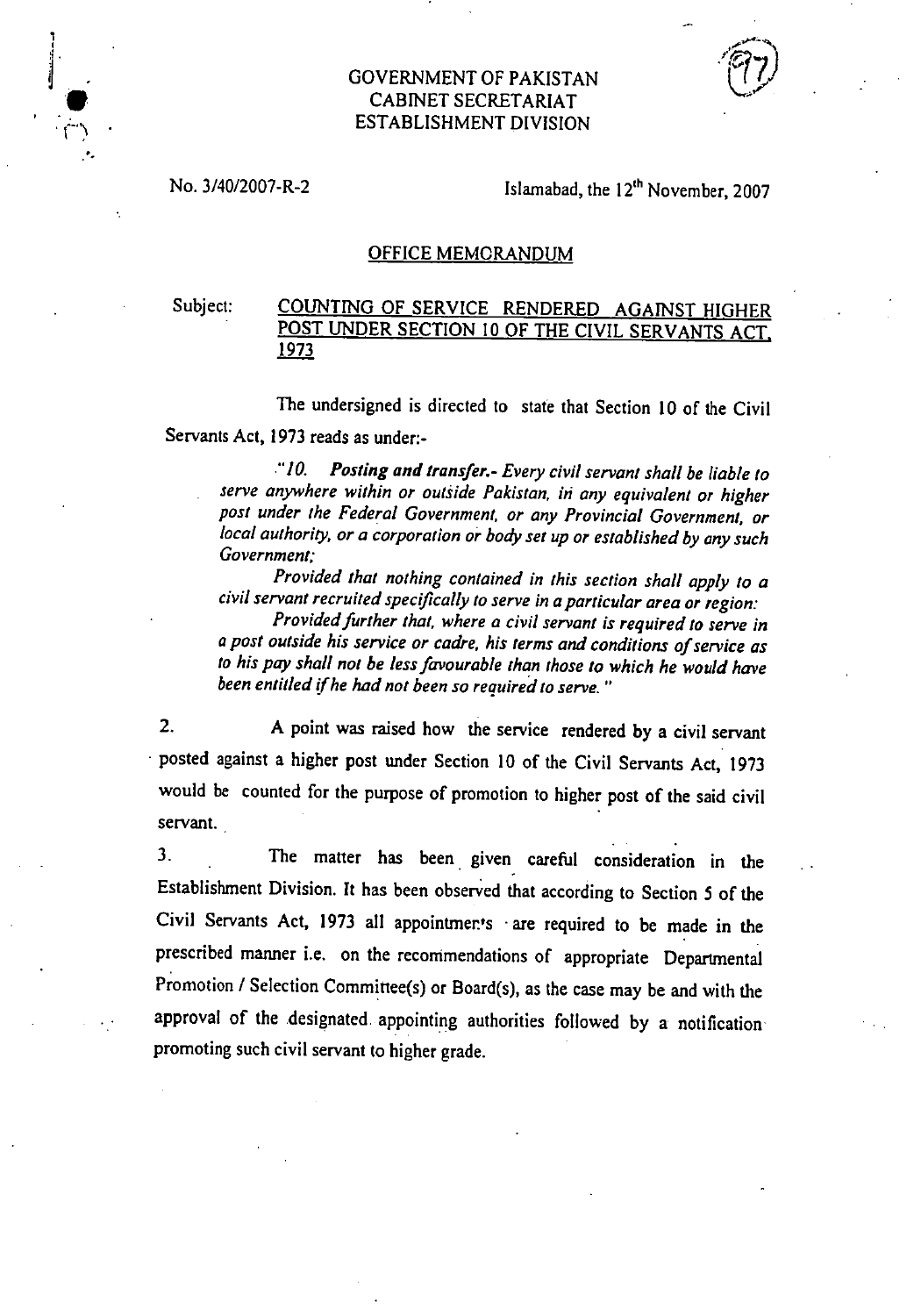GOVERNMENT OF PAKISTAN
CABINET SECRETARIAT
ESTABLISHMENT DIVISION

No. 3/40/2007-R-2

Islamabad, the 12th November, 2007

## OFFICE MEMORANDUM

Subject: **COUNTING OF SERVICE RENDERED AGAINST HIGHER POST UNDER SECTION 10 OF THE CIVIL SERVANTS ACT, 1973**

The undersigned is directed to state that Section 10 of the Civil Servants Act, 1973 reads as under:-

> *"10. **Posting and transfer.**- Every civil servant shall be liable to serve anywhere within or outside Pakistan, in any equivalent or higher post under the Federal Government, or any Provincial Government, or local authority, or a corporation or body set up or established by any such Government;*
>
> *Provided that nothing contained in this section shall apply to a civil servant recruited specifically to serve in a particular area or region:*
>
> *Provided further that, where a civil servant is required to serve in a post outside his service or cadre, his terms and conditions of service as to his pay shall not be less favourable than those to which he would have been entitled if he had not been so required to serve."*

2. A point was raised how the service rendered by a civil servant posted against a higher post under Section 10 of the Civil Servants Act, 1973 would be counted for the purpose of promotion to higher post of the said civil servant.

3. The matter has been given careful consideration in the Establishment Division. It has been observed that according to Section 5 of the Civil Servants Act, 1973 all appointments are required to be made in the prescribed manner i.e. on the recommendations of appropriate Departmental Promotion / Selection Committee(s) or Board(s), as the case may be and with the approval of the designated appointing authorities followed by a notification promoting such civil servant to higher grade.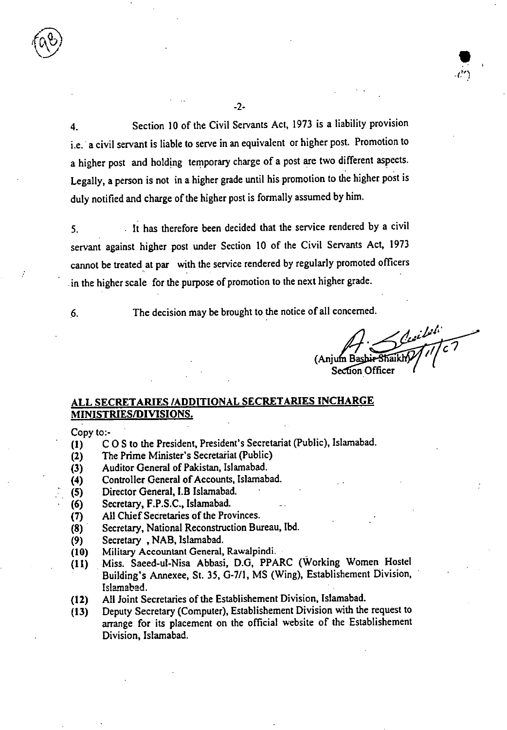4. Section 10 of the Civil Servants Act, 1973 is a liability provision i.e. a civil servant is liable to serve in an equivalent or higher post. Promotion to a higher post and holding temporary charge of a post are two different aspects. Legally, a person is not in a higher grade until his promotion to the higher post is duly notified and charge of the higher post is formally assumed by him.

5. It has therefore been decided that the service rendered by a civil servant against higher post under Section 10 of the Civil Servants Act, 1973 cannot be treated at par with the service rendered by regularly promoted officers in the higher scale for the purpose of promotion to the next higher grade.

6. The decision may be brought to the notice of all concerned.

(Anjum Bashir Shaikh)
Section Officer

**ALL SECRETARIES /ADDITIONAL SECRETARIES INCHARGE MINISTRIES/DIVISIONS.**

Copy to:-

(1) C O S to the President, President's Secretariat (Public), Islamabad.
(2) The Prime Minister's Secretariat (Public)
(3) Auditor General of Pakistan, Islamabad.
(4) Controller General of Accounts, Islamabad.
(5) Director General, I.B Islamabad.
(6) Secretary, F.P.S.C., Islamabad.
(7) All Chief Secretaries of the Provinces.
(8) Secretary, National Reconstruction Bureau, Ibd.
(9) Secretary , NAB, Islamabad.
(10) Military Accountant General, Rawalpindi.
(11) Miss. Saeed-ul-Nisa Abbasi, D.G, PPARC (Working Women Hostel Building's Annexee, St. 35, G-7/1, MS (Wing), Establishement Division, Islamabad.
(12) All Joint Secretaries of the Establishement Division, Islamabad.
(13) Deputy Secretary (Computer), Establishement Division with the request to arrange for its placement on the official website of the Establishement Division, Islamabad.